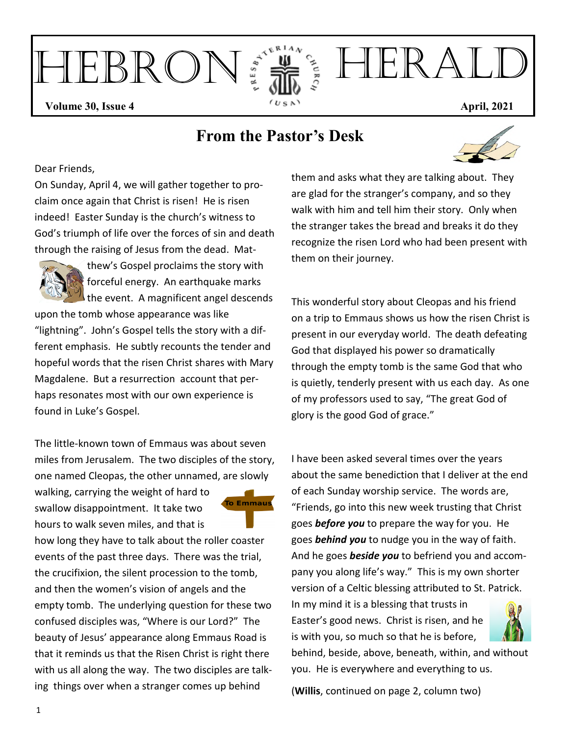# HEBRON HERALD

**Volume 30, Issue 4** **April, 2021**

## From the Pastor's Desk

Dear Friends,

On Sunday, April 4, we will gather together to proclaim once again that Christ is risen! He is risen indeed! Easter Sunday is the church's witness to God's triumph of life over the forces of sin and death through the raising of Jesus from the dead. Matthew's Gospel proclaims the story with forceful energy. An earthquake marks the event. A magnificent angel descends upon the tomb whose appearance was like "lightning". John's Gospel tells the story with a different emphasis. He subtly recounts the tender and hopeful words that the risen Christ shares with Mary Magdalene. But a resurrection account that perhaps resonates most with our own experience is found in Luke's Gospel.

The little-known town of Emmaus was about seven miles from Jerusalem. The two disciples of the story, one named Cleopas, the other unnamed, are slowly walking, carrying the weight of hard to swallow disappointment. It take two hours to walk seven miles, and that is how long they have to talk about the roller coaster events of the past three days. There was the trial, the crucifixion, the silent procession to the tomb, and then the women's vision of angels and the empty tomb. The underlying question for these two confused disciples was, "Where is our Lord?" The beauty of Jesus' appearance along Emmaus Road is that it reminds us that the Risen Christ is right there with us all along the way. The two disciples are talking things over when a stranger comes up behind them and asks what they are talking about. They are glad for the stranger's company, and so they walk with him and tell him their story. Only when the stranger takes the bread and breaks it do they recognize the risen Lord who had been present with them on their journey.

This wonderful story about Cleopas and his friend on a trip to Emmaus shows us how the risen Christ is present in our everyday world. The death defeating God that displayed his power so dramatically through the empty tomb is the same God that who is quietly, tenderly present with us each day. As one of my professors used to say, "The great God of glory is the good God of grace."

I have been asked several times over the years about the same benediction that I deliver at the end of each Sunday worship service. The words are, "Friends, go into this new week trusting that Christ goes ***before you*** to prepare the way for you. He goes ***behind you*** to nudge you in the way of faith. And he goes ***beside you*** to befriend you and accompany you along life's way." This is my own shorter version of a Celtic blessing attributed to St. Patrick. In my mind it is a blessing that trusts in Easter's good news. Christ is risen, and he is with you, so much so that he is before, behind, beside, above, beneath, within, and without you. He is everywhere and everything to us.

(**Willis**, continued on page 2, column two)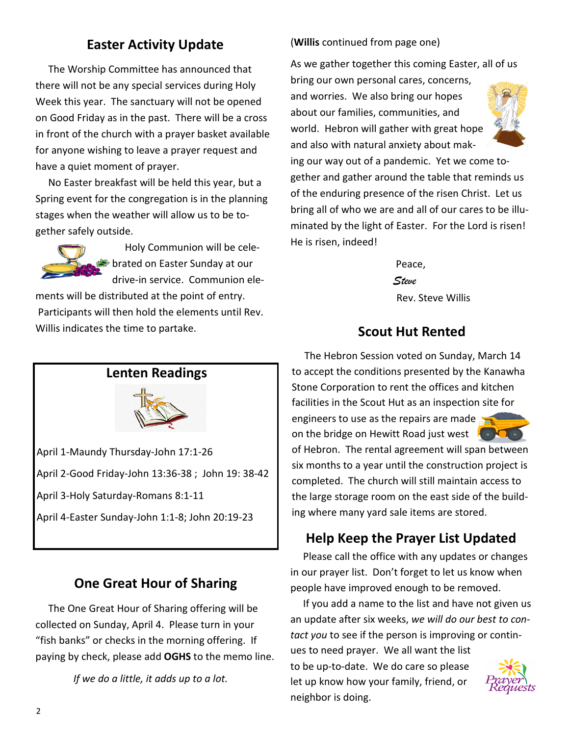## Easter Activity Update

The Worship Committee has announced that there will not be any special services during Holy Week this year. The sanctuary will not be opened on Good Friday as in the past. There will be a cross in front of the church with a prayer basket available for anyone wishing to leave a prayer request and have a quiet moment of prayer.

No Easter breakfast will be held this year, but a Spring event for the congregation is in the planning stages when the weather will allow us to be together safely outside.

Holy Communion will be celebrated on Easter Sunday at our drive-in service. Communion elements will be distributed at the point of entry. Participants will then hold the elements until Rev. Willis indicates the time to partake.

## Lenten Readings

April 1-Maundy Thursday-John 17:1-26

April 2-Good Friday-John 13:36-38 ; John 19: 38-42

April 3-Holy Saturday-Romans 8:1-11

April 4-Easter Sunday-John 1:1-8; John 20:19-23

## One Great Hour of Sharing

The One Great Hour of Sharing offering will be collected on Sunday, April 4. Please turn in your "fish banks" or checks in the morning offering. If paying by check, please add **OGHS** to the memo line.

*If we do a little, it adds up to a lot.*

(**Willis** continued from page one)

As we gather together this coming Easter, all of us bring our own personal cares, concerns, and worries. We also bring our hopes about our families, communities, and world. Hebron will gather with great hope and also with natural anxiety about making our way out of a pandemic. Yet we come together and gather around the table that reminds us of the enduring presence of the risen Christ. Let us bring all of who we are and all of our cares to be illuminated by the light of Easter. For the Lord is risen! He is risen, indeed!

Peace,

*Steve*

Rev. Steve Willis

## Scout Hut Rented

The Hebron Session voted on Sunday, March 14 to accept the conditions presented by the Kanawha Stone Corporation to rent the offices and kitchen facilities in the Scout Hut as an inspection site for engineers to use as the repairs are made on the bridge on Hewitt Road just west of Hebron. The rental agreement will span between six months to a year until the construction project is completed. The church will still maintain access to the large storage room on the east side of the building where many yard sale items are stored.

## Help Keep the Prayer List Updated

Please call the office with any updates or changes in our prayer list. Don't forget to let us know when people have improved enough to be removed.

If you add a name to the list and have not given us an update after six weeks, *we will do our best to contact you* to see if the person is improving or continues to need prayer. We all want the list to be up-to-date. We do care so please let up know how your family, friend, or neighbor is doing.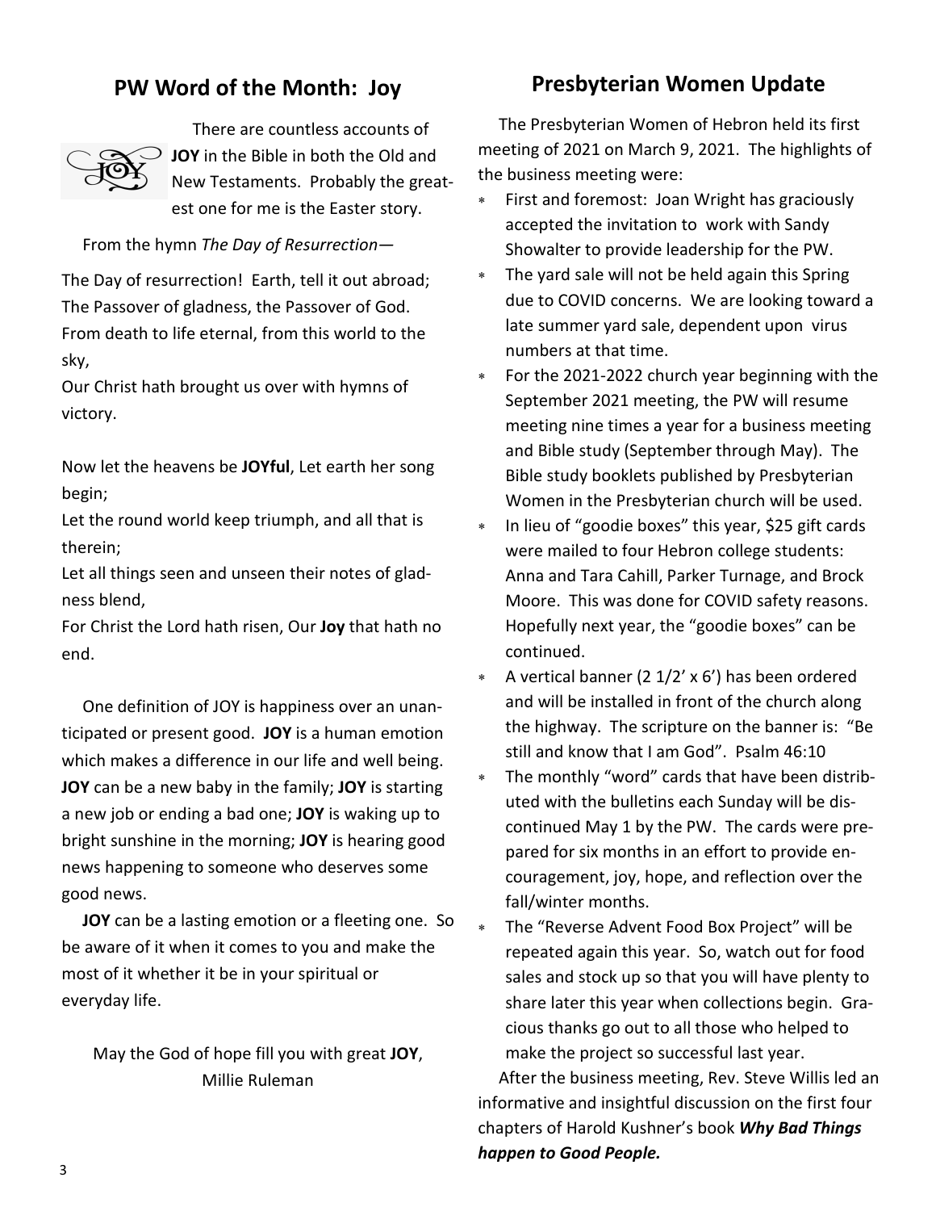## PW Word of the Month: Joy

There are countless accounts of **JOY** in the Bible in both the Old and New Testaments. Probably the greatest one for me is the Easter story.

From the hymn *The Day of Resurrection*—

The Day of resurrection! Earth, tell it out abroad;
The Passover of gladness, the Passover of God.
From death to life eternal, from this world to the sky,
Our Christ hath brought us over with hymns of victory.

Now let the heavens be **JOYful**, Let earth her song begin;
Let the round world keep triumph, and all that is therein;
Let all things seen and unseen their notes of gladness blend,
For Christ the Lord hath risen, Our **Joy** that hath no end.

One definition of JOY is happiness over an unanticipated or present good. **JOY** is a human emotion which makes a difference in our life and well being. **JOY** can be a new baby in the family; **JOY** is starting a new job or ending a bad one; **JOY** is waking up to bright sunshine in the morning; **JOY** is hearing good news happening to someone who deserves some good news.

**JOY** can be a lasting emotion or a fleeting one. So be aware of it when it comes to you and make the most of it whether it be in your spiritual or everyday life.

May the God of hope fill you with great **JOY**,
Millie Ruleman

## Presbyterian Women Update

The Presbyterian Women of Hebron held its first meeting of 2021 on March 9, 2021. The highlights of the business meeting were:

- First and foremost: Joan Wright has graciously accepted the invitation to work with Sandy Showalter to provide leadership for the PW.
- The yard sale will not be held again this Spring due to COVID concerns. We are looking toward a late summer yard sale, dependent upon virus numbers at that time.
- For the 2021-2022 church year beginning with the September 2021 meeting, the PW will resume meeting nine times a year for a business meeting and Bible study (September through May). The Bible study booklets published by Presbyterian Women in the Presbyterian church will be used.
- In lieu of "goodie boxes" this year, $25 gift cards were mailed to four Hebron college students: Anna and Tara Cahill, Parker Turnage, and Brock Moore. This was done for COVID safety reasons. Hopefully next year, the "goodie boxes" can be continued.
- A vertical banner (2 1/2' x 6') has been ordered and will be installed in front of the church along the highway. The scripture on the banner is: "Be still and know that I am God". Psalm 46:10
- The monthly "word" cards that have been distributed with the bulletins each Sunday will be discontinued May 1 by the PW. The cards were prepared for six months in an effort to provide encouragement, joy, hope, and reflection over the fall/winter months.
- The "Reverse Advent Food Box Project" will be repeated again this year. So, watch out for food sales and stock up so that you will have plenty to share later this year when collections begin. Gracious thanks go out to all those who helped to make the project so successful last year.

After the business meeting, Rev. Steve Willis led an informative and insightful discussion on the first four chapters of Harold Kushner's book ***Why Bad Things happen to Good People.***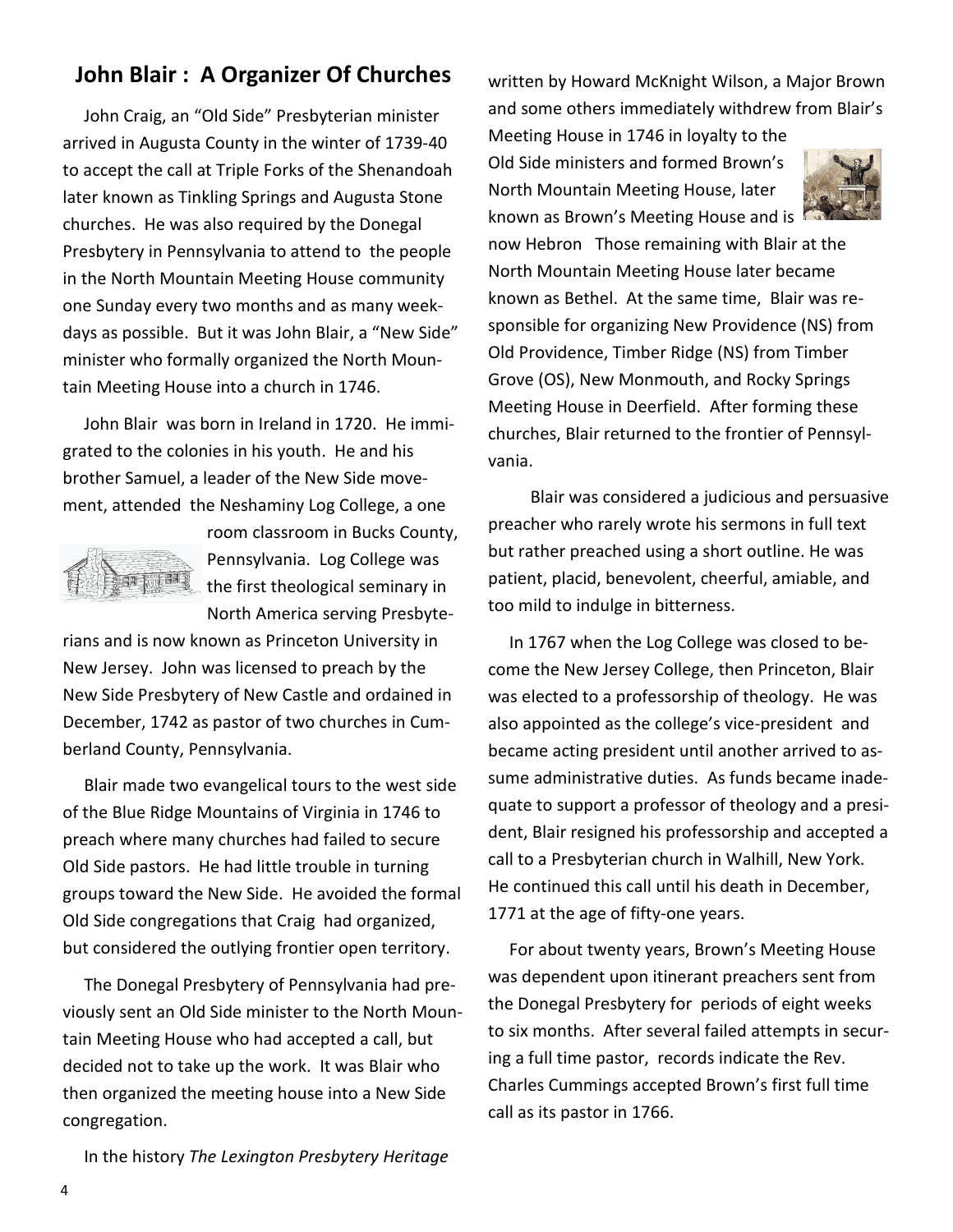## John Blair : A Organizer Of Churches

John Craig, an "Old Side" Presbyterian minister arrived in Augusta County in the winter of 1739-40 to accept the call at Triple Forks of the Shenandoah later known as Tinkling Springs and Augusta Stone churches. He was also required by the Donegal Presbytery in Pennsylvania to attend to the people in the North Mountain Meeting House community one Sunday every two months and as many weekdays as possible. But it was John Blair, a "New Side" minister who formally organized the North Mountain Meeting House into a church in 1746.

John Blair was born in Ireland in 1720. He immigrated to the colonies in his youth. He and his brother Samuel, a leader of the New Side movement, attended the Neshaminy Log College, a one room classroom in Bucks County, Pennsylvania. Log College was the first theological seminary in North America serving Presbyterians and is now known as Princeton University in New Jersey. John was licensed to preach by the New Side Presbytery of New Castle and ordained in December, 1742 as pastor of two churches in Cumberland County, Pennsylvania.

Blair made two evangelical tours to the west side of the Blue Ridge Mountains of Virginia in 1746 to preach where many churches had failed to secure Old Side pastors. He had little trouble in turning groups toward the New Side. He avoided the formal Old Side congregations that Craig had organized, but considered the outlying frontier open territory.

The Donegal Presbytery of Pennsylvania had previously sent an Old Side minister to the North Mountain Meeting House who had accepted a call, but decided not to take up the work. It was Blair who then organized the meeting house into a New Side congregation.

In the history *The Lexington Presbytery Heritage* written by Howard McKnight Wilson, a Major Brown and some others immediately withdrew from Blair's Meeting House in 1746 in loyalty to the Old Side ministers and formed Brown's North Mountain Meeting House, later known as Brown's Meeting House and is now Hebron Those remaining with Blair at the North Mountain Meeting House later became known as Bethel. At the same time, Blair was responsible for organizing New Providence (NS) from Old Providence, Timber Ridge (NS) from Timber Grove (OS), New Monmouth, and Rocky Springs Meeting House in Deerfield. After forming these churches, Blair returned to the frontier of Pennsylvania.

Blair was considered a judicious and persuasive preacher who rarely wrote his sermons in full text but rather preached using a short outline. He was patient, placid, benevolent, cheerful, amiable, and too mild to indulge in bitterness.

In 1767 when the Log College was closed to become the New Jersey College, then Princeton, Blair was elected to a professorship of theology. He was also appointed as the college's vice-president and became acting president until another arrived to assume administrative duties. As funds became inadequate to support a professor of theology and a president, Blair resigned his professorship and accepted a call to a Presbyterian church in Walhill, New York. He continued this call until his death in December, 1771 at the age of fifty-one years.

For about twenty years, Brown's Meeting House was dependent upon itinerant preachers sent from the Donegal Presbytery for periods of eight weeks to six months. After several failed attempts in securing a full time pastor, records indicate the Rev. Charles Cummings accepted Brown's first full time call as its pastor in 1766.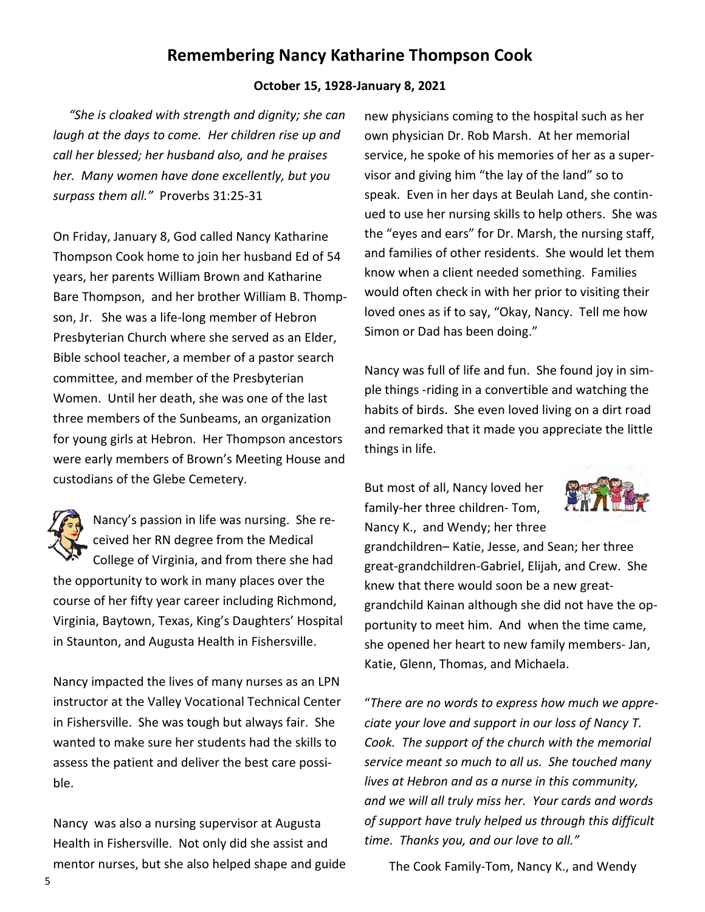# Remembering Nancy Katharine Thompson Cook

**October 15, 1928-January 8, 2021**

*"She is cloaked with strength and dignity; she can laugh at the days to come. Her children rise up and call her blessed; her husband also, and he praises her. Many women have done excellently, but you surpass them all."* Proverbs 31:25-31

On Friday, January 8, God called Nancy Katharine Thompson Cook home to join her husband Ed of 54 years, her parents William Brown and Katharine Bare Thompson, and her brother William B. Thompson, Jr. She was a life-long member of Hebron Presbyterian Church where she served as an Elder, Bible school teacher, a member of a pastor search committee, and member of the Presbyterian Women. Until her death, she was one of the last three members of the Sunbeams, an organization for young girls at Hebron. Her Thompson ancestors were early members of Brown's Meeting House and custodians of the Glebe Cemetery.

Nancy's passion in life was nursing. She received her RN degree from the Medical College of Virginia, and from there she had the opportunity to work in many places over the course of her fifty year career including Richmond, Virginia, Baytown, Texas, King's Daughters' Hospital in Staunton, and Augusta Health in Fishersville.

Nancy impacted the lives of many nurses as an LPN instructor at the Valley Vocational Technical Center in Fishersville. She was tough but always fair. She wanted to make sure her students had the skills to assess the patient and deliver the best care possible.

Nancy was also a nursing supervisor at Augusta Health in Fishersville. Not only did she assist and mentor nurses, but she also helped shape and guide new physicians coming to the hospital such as her own physician Dr. Rob Marsh. At her memorial service, he spoke of his memories of her as a supervisor and giving him "the lay of the land" so to speak. Even in her days at Beulah Land, she continued to use her nursing skills to help others. She was the "eyes and ears" for Dr. Marsh, the nursing staff, and families of other residents. She would let them know when a client needed something. Families would often check in with her prior to visiting their loved ones as if to say, "Okay, Nancy. Tell me how Simon or Dad has been doing."

Nancy was full of life and fun. She found joy in simple things -riding in a convertible and watching the habits of birds. She even loved living on a dirt road and remarked that it made you appreciate the little things in life.

But most of all, Nancy loved her family-her three children- Tom, Nancy K., and Wendy; her three grandchildren– Katie, Jesse, and Sean; her three great-grandchildren-Gabriel, Elijah, and Crew. She knew that there would soon be a new great-grandchild Kainan although she did not have the opportunity to meet him. And when the time came, she opened her heart to new family members- Jan, Katie, Glenn, Thomas, and Michaela.

"*There are no words to express how much we appreciate your love and support in our loss of Nancy T. Cook. The support of the church with the memorial service meant so much to all us. She touched many lives at Hebron and as a nurse in this community, and we will all truly miss her. Your cards and words of support have truly helped us through this difficult time. Thanks you, and our love to all."*

The Cook Family-Tom, Nancy K., and Wendy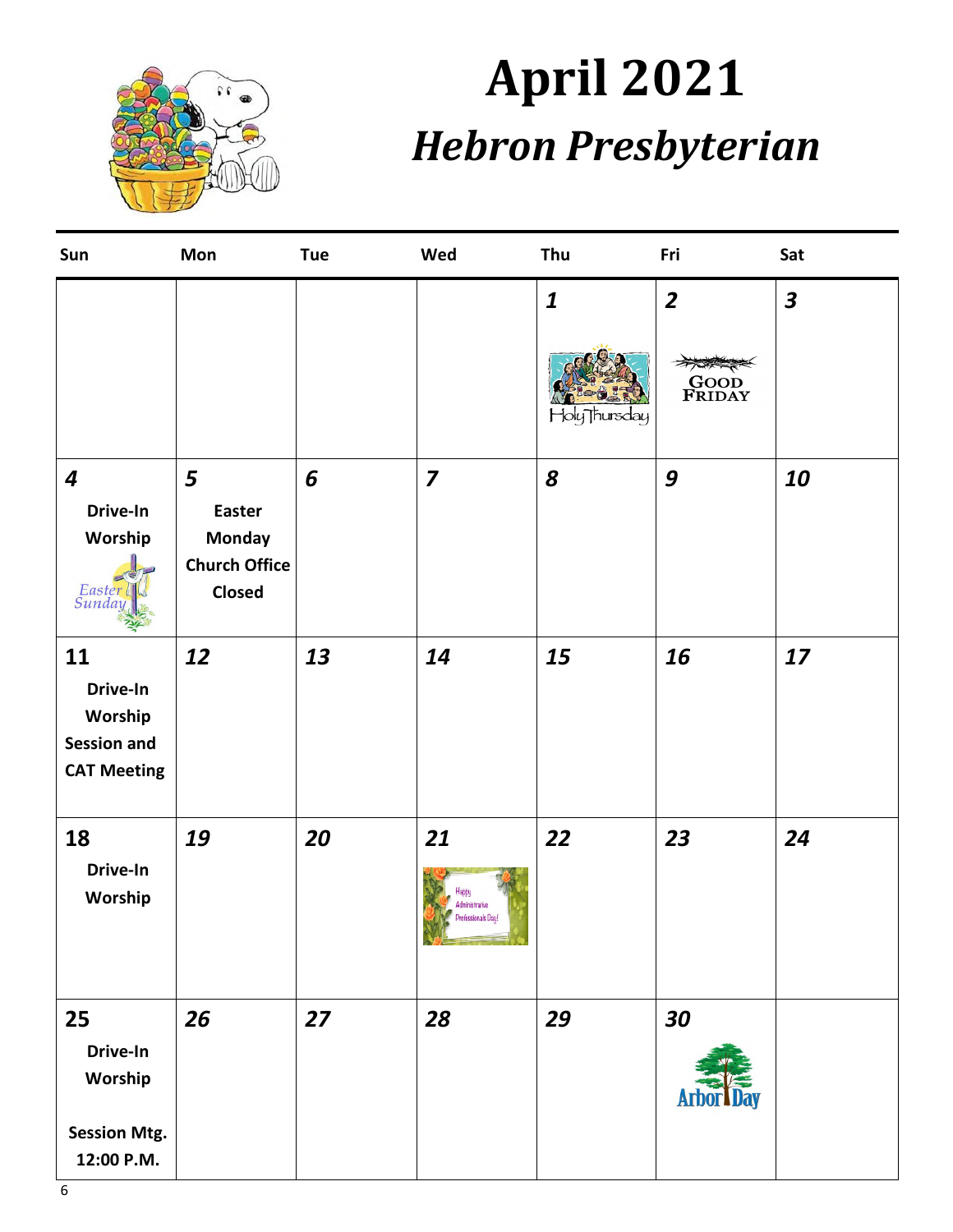# April 2021

## *Hebron Presbyterian*

| Sun | Mon | Tue | Wed | Thu | Fri | Sat |
|---|---|---|---|---|---|---|
| | | | | ***1*** Holy Thursday | ***2*** Good Friday | ***3*** |
| ***4*** **Drive-In Worship** Easter Sunday | ***5*** **Easter Monday Church Office Closed** | ***6*** | ***7*** | ***8*** | ***9*** | ***10*** |
| **11** **Drive-In Worship** **Session and CAT Meeting** | ***12*** | ***13*** | ***14*** | ***15*** | ***16*** | ***17*** |
| **18** **Drive-In Worship** | ***19*** | ***20*** | ***21*** Happy Administrative Professionals Day! | ***22*** | ***23*** | ***24*** |
| **25** **Drive-In Worship** **Session Mtg. 12:00 P.M.** | ***26*** | ***27*** | ***28*** | ***29*** | ***30*** Arbor Day | |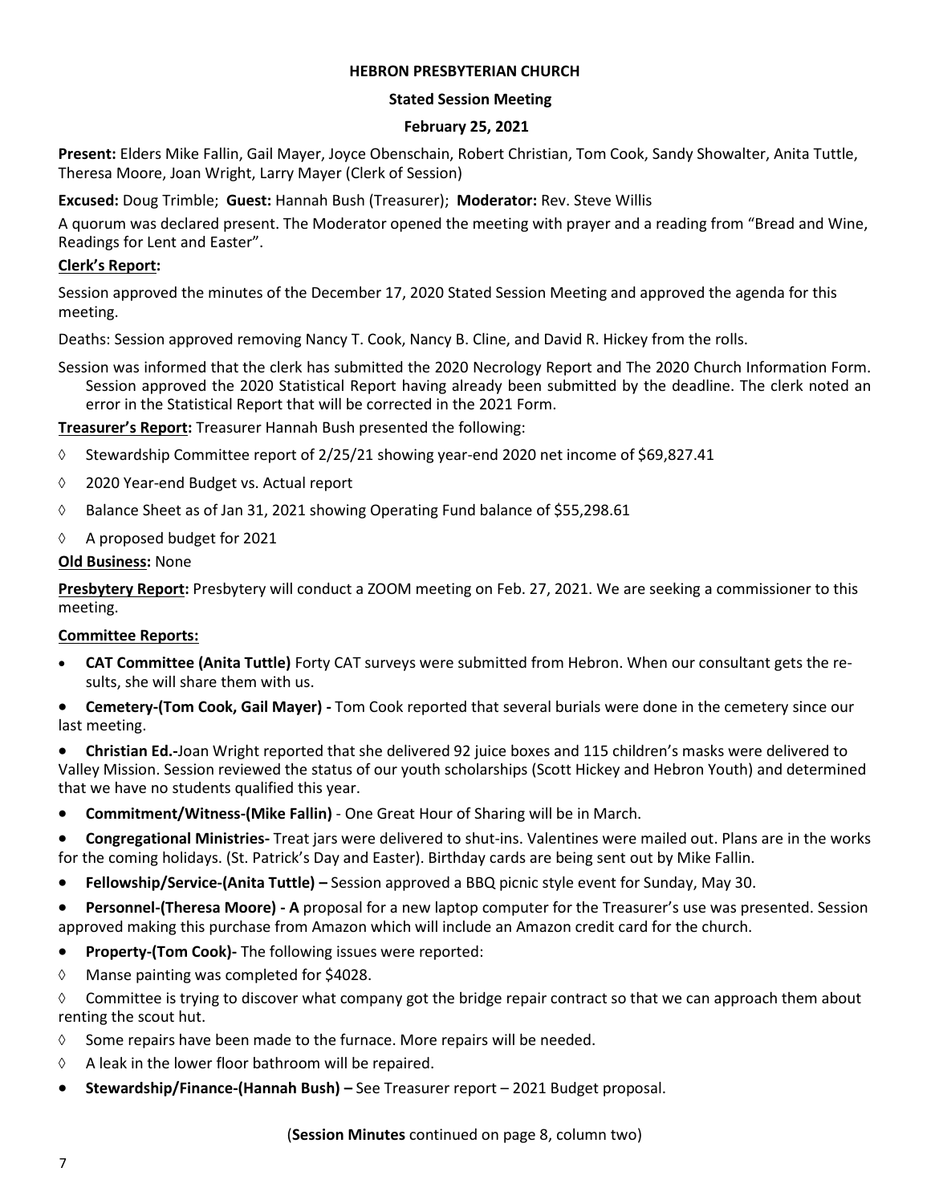**HEBRON PRESBYTERIAN CHURCH**

**Stated Session Meeting**

**February 25, 2021**

**Present:** Elders Mike Fallin, Gail Mayer, Joyce Obenschain, Robert Christian, Tom Cook, Sandy Showalter, Anita Tuttle, Theresa Moore, Joan Wright, Larry Mayer (Clerk of Session)

**Excused:** Doug Trimble; **Guest:** Hannah Bush (Treasurer); **Moderator:** Rev. Steve Willis

A quorum was declared present. The Moderator opened the meeting with prayer and a reading from "Bread and Wine, Readings for Lent and Easter".

**Clerk's Report:**

Session approved the minutes of the December 17, 2020 Stated Session Meeting and approved the agenda for this meeting.

Deaths: Session approved removing Nancy T. Cook, Nancy B. Cline, and David R. Hickey from the rolls.

Session was informed that the clerk has submitted the 2020 Necrology Report and The 2020 Church Information Form. Session approved the 2020 Statistical Report having already been submitted by the deadline. The clerk noted an error in the Statistical Report that will be corrected in the 2021 Form.

**Treasurer's Report:** Treasurer Hannah Bush presented the following:

- Stewardship Committee report of 2/25/21 showing year-end 2020 net income of $69,827.41
- 2020 Year-end Budget vs. Actual report
- Balance Sheet as of Jan 31, 2021 showing Operating Fund balance of $55,298.61
- A proposed budget for 2021

**Old Business:** None

**Presbytery Report:** Presbytery will conduct a ZOOM meeting on Feb. 27, 2021. We are seeking a commissioner to this meeting.

**Committee Reports:**

- **CAT Committee (Anita Tuttle)** Forty CAT surveys were submitted from Hebron. When our consultant gets the results, she will share them with us.
- **Cemetery-(Tom Cook, Gail Mayer) -** Tom Cook reported that several burials were done in the cemetery since our last meeting.
- **Christian Ed.-**Joan Wright reported that she delivered 92 juice boxes and 115 children's masks were delivered to Valley Mission. Session reviewed the status of our youth scholarships (Scott Hickey and Hebron Youth) and determined that we have no students qualified this year.
- **Commitment/Witness-(Mike Fallin)** - One Great Hour of Sharing will be in March.
- **Congregational Ministries-** Treat jars were delivered to shut-ins. Valentines were mailed out. Plans are in the works for the coming holidays. (St. Patrick's Day and Easter). Birthday cards are being sent out by Mike Fallin.
- **Fellowship/Service-(Anita Tuttle) –** Session approved a BBQ picnic style event for Sunday, May 30.
- **Personnel-(Theresa Moore) - A** proposal for a new laptop computer for the Treasurer's use was presented. Session approved making this purchase from Amazon which will include an Amazon credit card for the church.
- **Property-(Tom Cook)-** The following issues were reported:
  - Manse painting was completed for $4028.
  - Committee is trying to discover what company got the bridge repair contract so that we can approach them about renting the scout hut.
  - Some repairs have been made to the furnace. More repairs will be needed.
  - A leak in the lower floor bathroom will be repaired.
- **Stewardship/Finance-(Hannah Bush) –** See Treasurer report – 2021 Budget proposal.

(**Session Minutes** continued on page 8, column two)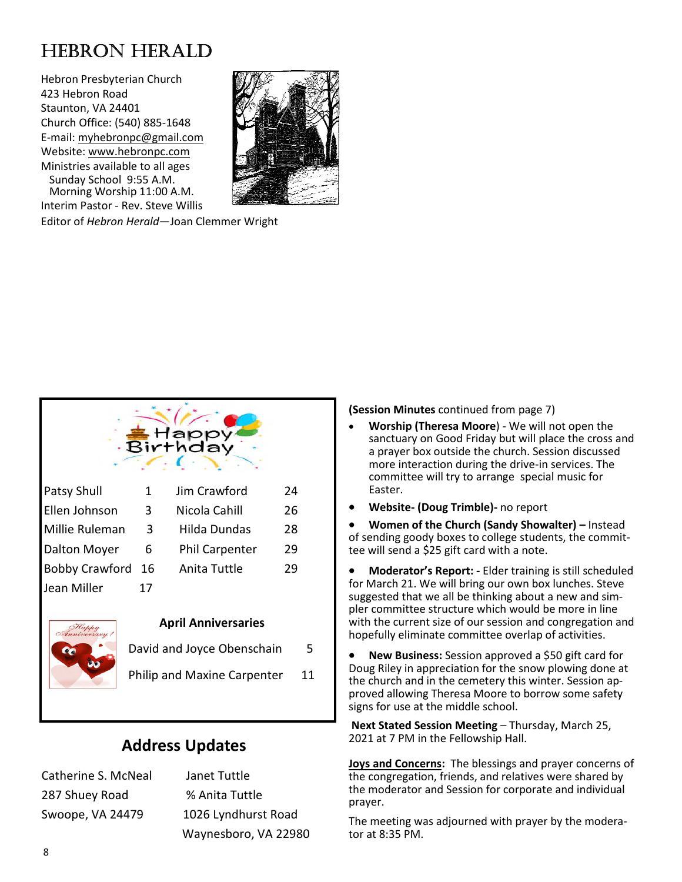# HEBRON HERALD

Hebron Presbyterian Church
423 Hebron Road
Staunton, VA 24401
Church Office: (540) 885-1648
E-mail: myhebronpc@gmail.com
Website: www.hebronpc.com
Ministries available to all ages
Sunday School 9:55 A.M.
Morning Worship 11:00 A.M.
Interim Pastor - Rev. Steve Willis
Editor of *Hebron Herald*—Joan Clemmer Wright

## Happy Birthday

| | | | |
|---|---|---|---|
| Patsy Shull | 1 | Jim Crawford | 24 |
| Ellen Johnson | 3 | Nicola Cahill | 26 |
| Millie Ruleman | 3 | Hilda Dundas | 28 |
| Dalton Moyer | 6 | Phil Carpenter | 29 |
| Bobby Crawford | 16 | Anita Tuttle | 29 |
| Jean Miller | 17 | | |

### April Anniversaries

| | |
|---|---|
| David and Joyce Obenschain | 5 |
| Philip and Maxine Carpenter | 11 |

## Address Updates

Catherine S. McNeal
287 Shuey Road
Swoope, VA 24479

Janet Tuttle
% Anita Tuttle
1026 Lyndhurst Road
Waynesboro, VA 22980

**(Session Minutes** continued from page 7)

- **Worship (Theresa Moore**) - We will not open the sanctuary on Good Friday but will place the cross and a prayer box outside the church. Session discussed more interaction during the drive-in services. The committee will try to arrange special music for Easter.
- **Website- (Doug Trimble)-** no report
- **Women of the Church (Sandy Showalter) –** Instead of sending goody boxes to college students, the committee will send a $25 gift card with a note.
- **Moderator's Report: -** Elder training is still scheduled for March 21. We will bring our own box lunches. Steve suggested that we all be thinking about a new and simpler committee structure which would be more in line with the current size of our session and congregation and hopefully eliminate committee overlap of activities.
- **New Business:** Session approved a $50 gift card for Doug Riley in appreciation for the snow plowing done at the church and in the cemetery this winter. Session approved allowing Theresa Moore to borrow some safety signs for use at the middle school.

**Next Stated Session Meeting** – Thursday, March 25, 2021 at 7 PM in the Fellowship Hall.

**Joys and Concerns:** The blessings and prayer concerns of the congregation, friends, and relatives were shared by the moderator and Session for corporate and individual prayer.

The meeting was adjourned with prayer by the moderator at 8:35 PM.